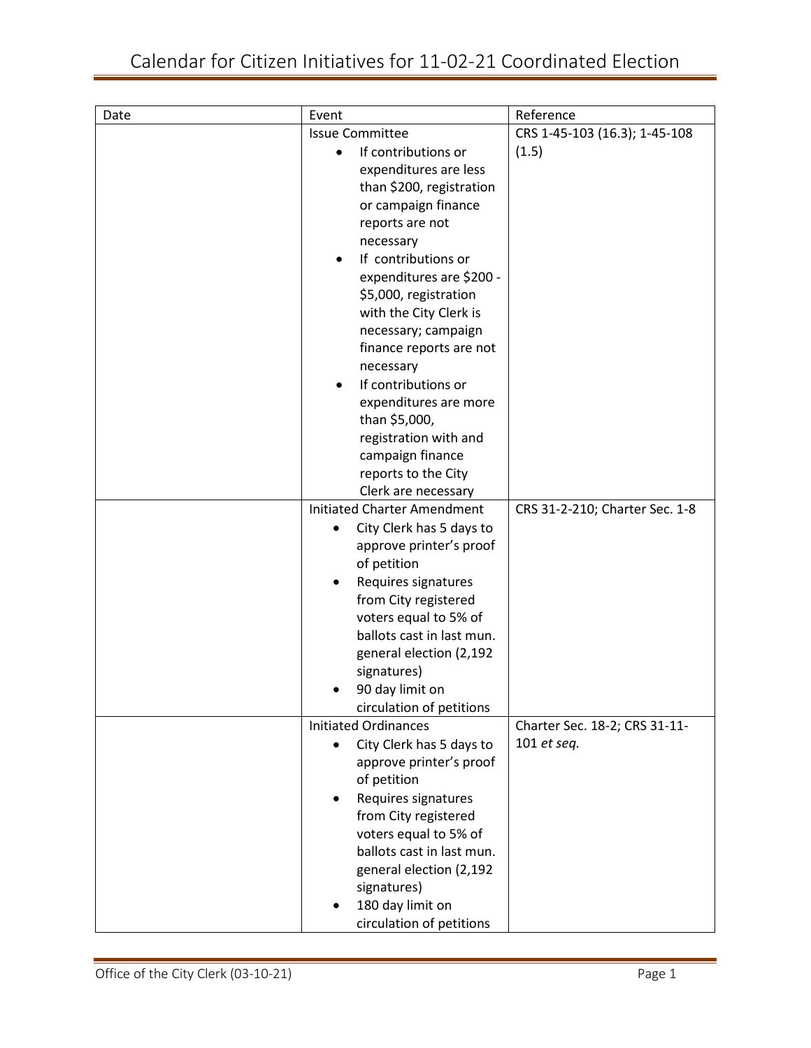# Calendar for Citizen Initiatives for 11-02-21 Coordinated Election

| Date | Event | Reference |
| --- | --- | --- |
| | Issue Committee<br>• If contributions or expenditures are less than $200, registration or campaign finance reports are not necessary<br>• If contributions or expenditures are $200 - $5,000, registration with the City Clerk is necessary; campaign finance reports are not necessary<br>• If contributions or expenditures are more than $5,000, registration with and campaign finance reports to the City Clerk are necessary | CRS 1-45-103 (16.3); 1-45-108 (1.5) |
| | Initiated Charter Amendment<br>• City Clerk has 5 days to approve printer's proof of petition<br>• Requires signatures from City registered voters equal to 5% of ballots cast in last mun. general election (2,192 signatures)<br>• 90 day limit on circulation of petitions | CRS 31-2-210; Charter Sec. 1-8 |
| | Initiated Ordinances<br>• City Clerk has 5 days to approve printer's proof of petition<br>• Requires signatures from City registered voters equal to 5% of ballots cast in last mun. general election (2,192 signatures)<br>• 180 day limit on circulation of petitions | Charter Sec. 18-2; CRS 31-11-101 *et seq.* |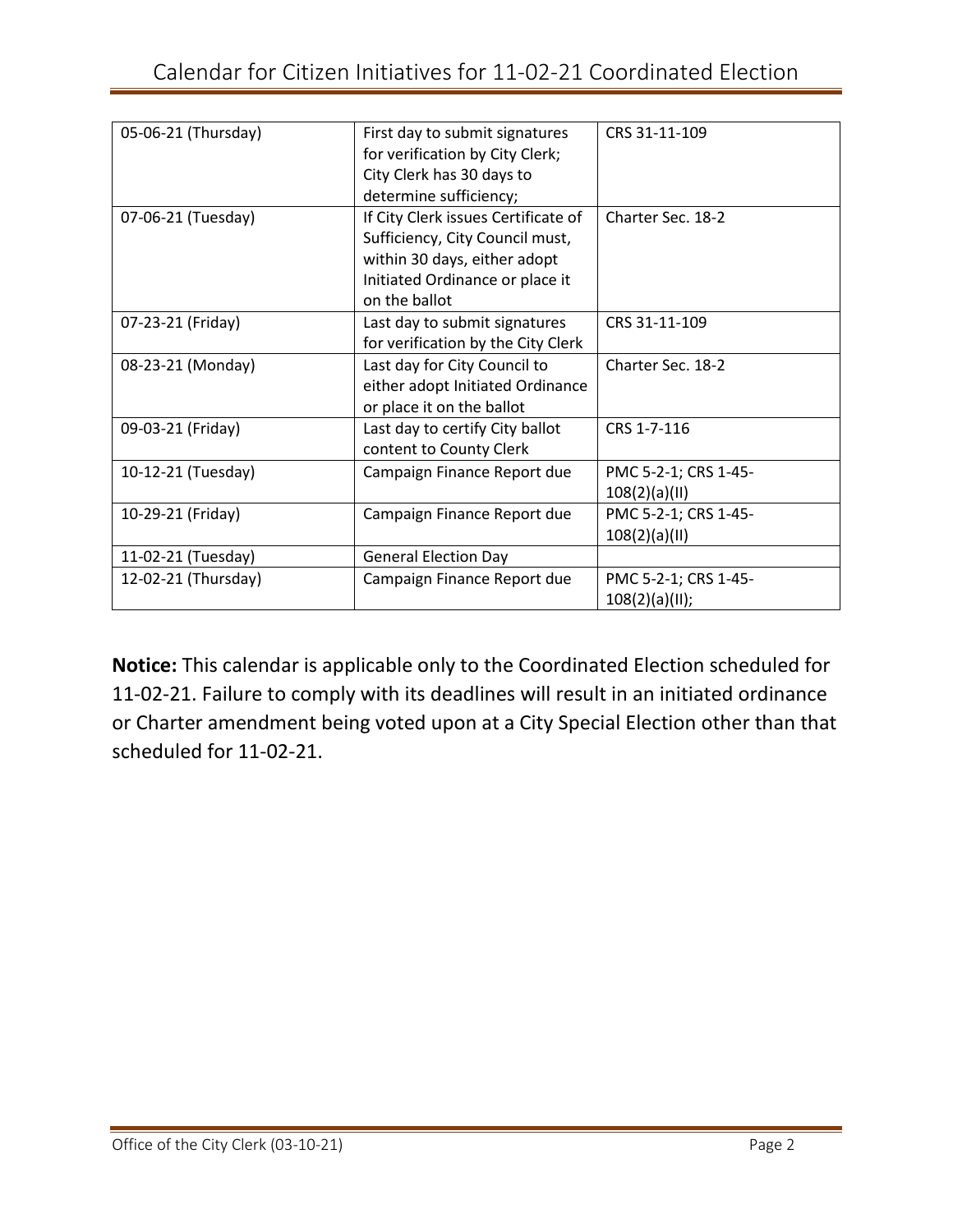| | | |
|---|---|---|
| 05-06-21 (Thursday) | First day to submit signatures for verification by City Clerk; City Clerk has 30 days to determine sufficiency; | CRS 31-11-109 |
| 07-06-21 (Tuesday) | If City Clerk issues Certificate of Sufficiency, City Council must, within 30 days, either adopt Initiated Ordinance or place it on the ballot | Charter Sec. 18-2 |
| 07-23-21 (Friday) | Last day to submit signatures for verification by the City Clerk | CRS 31-11-109 |
| 08-23-21 (Monday) | Last day for City Council to either adopt Initiated Ordinance or place it on the ballot | Charter Sec. 18-2 |
| 09-03-21 (Friday) | Last day to certify City ballot content to County Clerk | CRS 1-7-116 |
| 10-12-21 (Tuesday) | Campaign Finance Report due | PMC 5-2-1; CRS 1-45-108(2)(a)(II) |
| 10-29-21 (Friday) | Campaign Finance Report due | PMC 5-2-1; CRS 1-45-108(2)(a)(II) |
| 11-02-21 (Tuesday) | General Election Day | |
| 12-02-21 (Thursday) | Campaign Finance Report due | PMC 5-2-1; CRS 1-45-108(2)(a)(II); |

**Notice:** This calendar is applicable only to the Coordinated Election scheduled for 11-02-21. Failure to comply with its deadlines will result in an initiated ordinance or Charter amendment being voted upon at a City Special Election other than that scheduled for 11-02-21.